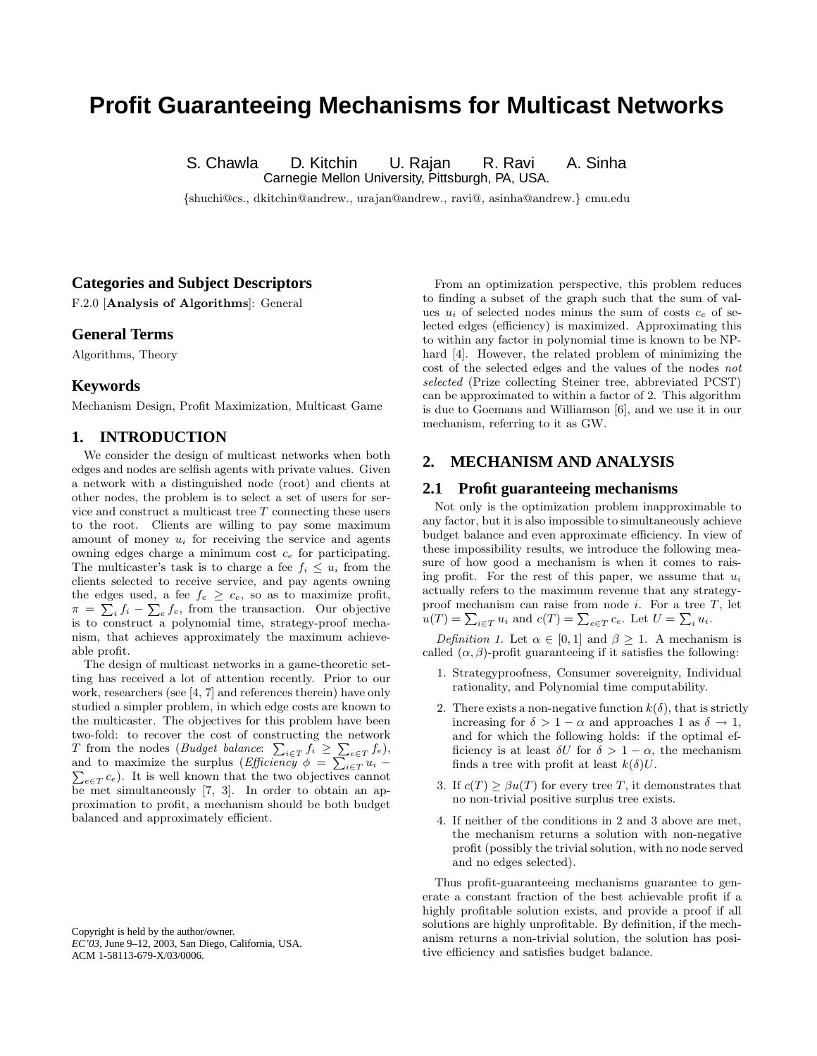# Profit Guaranteeing Mechanisms for Multicast Networks

S. Chawla D. Kitchin U. Rajan R. Ravi A. Sinha
Carnegie Mellon University, Pittsburgh, PA, USA.

{shuchi@cs., dkitchin@andrew., urajan@andrew., ravi@, asinha@andrew.} cmu.edu

## Categories and Subject Descriptors

F.2.0 [**Analysis of Algorithms**]: General

## General Terms

Algorithms, Theory

## Keywords

Mechanism Design, Profit Maximization, Multicast Game

## 1. INTRODUCTION

We consider the design of multicast networks when both edges and nodes are selfish agents with private values. Given a network with a distinguished node (root) and clients at other nodes, the problem is to select a set of users for service and construct a multicast tree $T$ connecting these users to the root. Clients are willing to pay some maximum amount of money $u_i$ for receiving the service and agents owning edges charge a minimum cost $c_e$ for participating. The multicaster's task is to charge a fee $f_i \leq u_i$ from the clients selected to receive service, and pay agents owning the edges used, a fee $f_e \geq c_e$, so as to maximize profit, $\pi = \sum_i f_i - \sum_e f_e$, from the transaction. Our objective is to construct a polynomial time, strategy-proof mechanism, that achieves approximately the maximum achieveable profit.

The design of multicast networks in a game-theoretic setting has received a lot of attention recently. Prior to our work, researchers (see [4, 7] and references therein) have only studied a simpler problem, in which edge costs are known to the multicaster. The objectives for this problem have been two-fold: to recover the cost of constructing the network $T$ from the nodes (*Budget balance*: $\sum_{i\in T} f_i \geq \sum_{e\in T} f_e$), and to maximize the surplus (*Efficiency* $\phi = \sum_{i\in T} u_i - \sum_{e\in T} c_e$). It is well known that the two objectives cannot be met simultaneously [7, 3]. In order to obtain an approximation to profit, a mechanism should be both budget balanced and approximately efficient.

From an optimization perspective, this problem reduces to finding a subset of the graph such that the sum of values $u_i$ of selected nodes minus the sum of costs $c_e$ of selected edges (efficiency) is maximized. Approximating this to within any factor in polynomial time is known to be NP-hard [4]. However, the related problem of minimizing the cost of the selected edges and the values of the nodes *not selected* (Prize collecting Steiner tree, abbreviated PCST) can be approximated to within a factor of 2. This algorithm is due to Goemans and Williamson [6], and we use it in our mechanism, referring to it as GW.

## 2. MECHANISM AND ANALYSIS

### 2.1 Profit guaranteeing mechanisms

Not only is the optimization problem inapproximable to any factor, but it is also impossible to simultaneously achieve budget balance and even approximate efficiency. In view of these impossibility results, we introduce the following measure of how good a mechanism is when it comes to raising profit. For the rest of this paper, we assume that $u_i$ actually refers to the maximum revenue that any strategy-proof mechanism can raise from node $i$. For a tree $T$, let $u(T) = \sum_{i\in T} u_i$ and $c(T) = \sum_{e\in T} c_e$. Let $U = \sum_i u_i$.

*Definition 1.* Let $\alpha \in [0, 1]$ and $\beta \geq 1$. A mechanism is called $(\alpha, \beta)$-profit guaranteeing if it satisfies the following:

1. Strategyproofness, Consumer sovereignity, Individual rationality, and Polynomial time computability.
2. There exists a non-negative function $k(\delta)$, that is strictly increasing for $\delta > 1 - \alpha$ and approaches 1 as $\delta \to 1$, and for which the following holds: if the optimal efficiency is at least $\delta U$ for $\delta > 1 - \alpha$, the mechanism finds a tree with profit at least $k(\delta)U$.
3. If $c(T) \geq \beta u(T)$ for every tree $T$, it demonstrates that no non-trivial positive surplus tree exists.
4. If neither of the conditions in 2 and 3 above are met, the mechanism returns a solution with non-negative profit (possibly the trivial solution, with no node served and no edges selected).

Thus profit-guaranteeing mechanisms guarantee to generate a constant fraction of the best achievable profit if a highly profitable solution exists, and provide a proof if all solutions are highly unprofitable. By definition, if the mechanism returns a non-trivial solution, the solution has positive efficiency and satisfies budget balance.

Copyright is held by the author/owner.
*EC'03*, June 9–12, 2003, San Diego, California, USA.
ACM 1-58113-679-X/03/0006.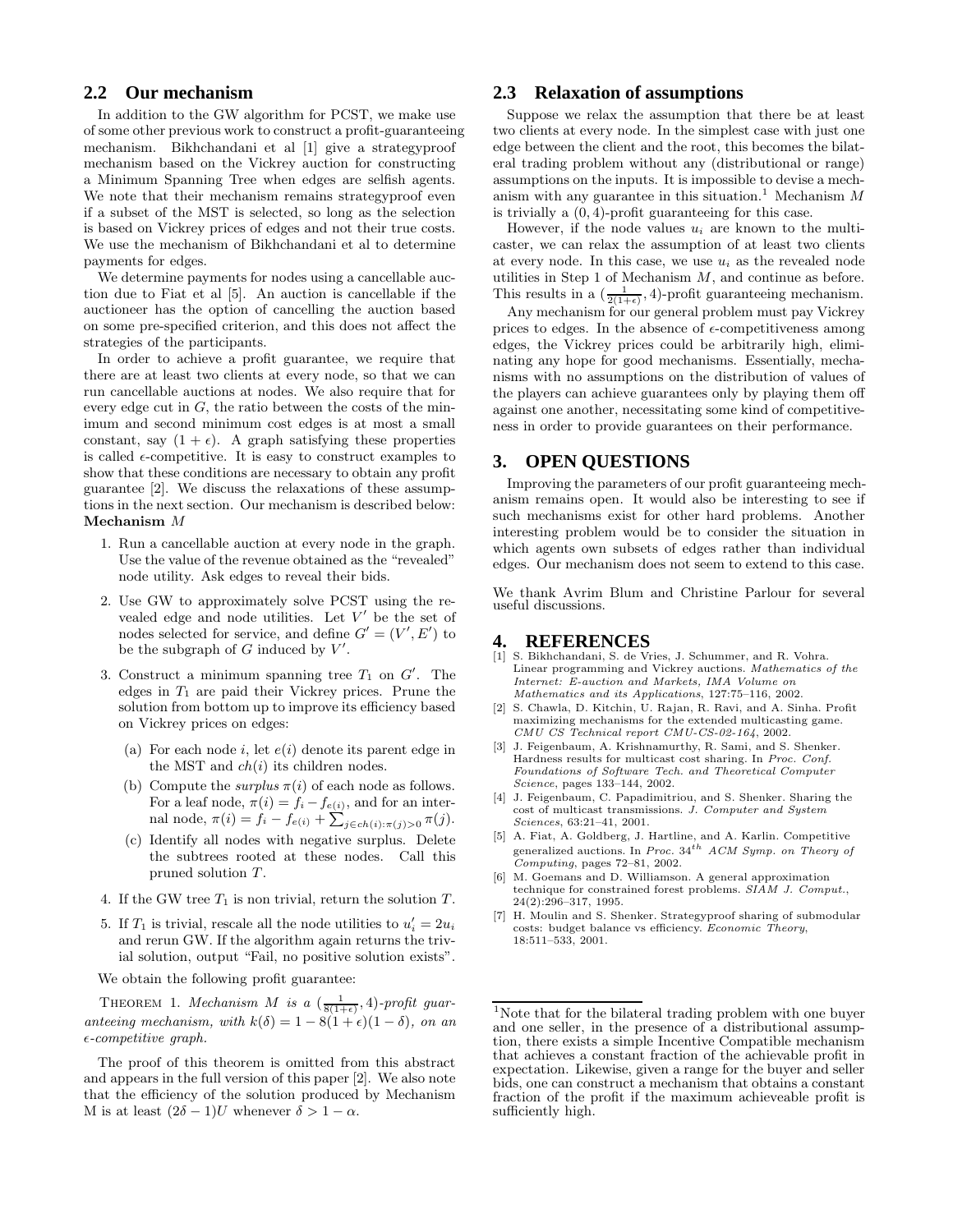## 2.2 Our mechanism

In addition to the GW algorithm for PCST, we make use of some other previous work to construct a profit-guaranteeing mechanism. Bikhchandani et al [1] give a strategyproof mechanism based on the Vickrey auction for constructing a Minimum Spanning Tree when edges are selfish agents. We note that their mechanism remains strategyproof even if a subset of the MST is selected, so long as the selection is based on Vickrey prices of edges and not their true costs. We use the mechanism of Bikhchandani et al to determine payments for edges.

We determine payments for nodes using a cancellable auction due to Fiat et al [5]. An auction is cancellable if the auctioneer has the option of cancelling the auction based on some pre-specified criterion, and this does not affect the strategies of the participants.

In order to achieve a profit guarantee, we require that there are at least two clients at every node, so that we can run cancellable auctions at nodes. We also require that for every edge cut in $G$, the ratio between the costs of the minimum and second minimum cost edges is at most a small constant, say $(1 + \epsilon)$. A graph satisfying these properties is called $\epsilon$-competitive. It is easy to construct examples to show that these conditions are necessary to obtain any profit guarantee [2]. We discuss the relaxations of these assumptions in the next section. Our mechanism is described below:

**Mechanism** $M$

1. Run a cancellable auction at every node in the graph. Use the value of the revenue obtained as the "revealed" node utility. Ask edges to reveal their bids.
2. Use GW to approximately solve PCST using the revealed edge and node utilities. Let $V'$ be the set of nodes selected for service, and define $G' = (V', E')$ to be the subgraph of $G$ induced by $V'$.
3. Construct a minimum spanning tree $T_1$ on $G'$. The edges in $T_1$ are paid their Vickrey prices. Prune the solution from bottom up to improve its efficiency based on Vickrey prices on edges:
   (a) For each node $i$, let $e(i)$ denote its parent edge in the MST and $ch(i)$ its children nodes.
   (b) Compute the *surplus* $\pi(i)$ of each node as follows. For a leaf node, $\pi(i) = f_i - f_{e(i)}$, and for an internal node, $\pi(i) = f_i - f_{e(i)} + \sum_{j \in ch(i):\pi(j)>0} \pi(j)$.
   (c) Identify all nodes with negative surplus. Delete the subtrees rooted at these nodes. Call this pruned solution $T$.
4. If the GW tree $T_1$ is non trivial, return the solution $T$.
5. If $T_1$ is trivial, rescale all the node utilities to $u_i' = 2u_i$ and rerun GW. If the algorithm again returns the trivial solution, output "Fail, no positive solution exists".

We obtain the following profit guarantee:

THEOREM 1. *Mechanism $M$ is a $(\frac{1}{8(1+\epsilon)}, 4)$-profit guaranteeing mechanism, with $k(\delta) = 1 - 8(1 + \epsilon)(1 - \delta)$, on an $\epsilon$-competitive graph.*

The proof of this theorem is omitted from this abstract and appears in the full version of this paper [2]. We also note that the efficiency of the solution produced by Mechanism M is at least $(2\delta - 1)U$ whenever $\delta > 1 - \alpha$.

## 2.3 Relaxation of assumptions

Suppose we relax the assumption that there be at least two clients at every node. In the simplest case with just one edge between the client and the root, this becomes the bilateral trading problem without any (distributional or range) assumptions on the inputs. It is impossible to devise a mechanism with any guarantee in this situation.[1] Mechanism $M$ is trivially a $(0, 4)$-profit guaranteeing for this case.

However, if the node values $u_i$ are known to the multicaster, we can relax the assumption of at least two clients at every node. In this case, we use $u_i$ as the revealed node utilities in Step 1 of Mechanism $M$, and continue as before. This results in a $(\frac{1}{2(1+\epsilon)}, 4)$-profit guaranteeing mechanism.

Any mechanism for our general problem must pay Vickrey prices to edges. In the absence of $\epsilon$-competitiveness among edges, the Vickrey prices could be arbitrarily high, eliminating any hope for good mechanisms. Essentially, mechanisms with no assumptions on the distribution of values of the players can achieve guarantees only by playing them off against one another, necessitating some kind of competitiveness in order to provide guarantees on their performance.

# 3. OPEN QUESTIONS

Improving the parameters of our profit guaranteeing mechanism remains open. It would also be interesting to see if such mechanisms exist for other hard problems. Another interesting problem would be to consider the situation in which agents own subsets of edges rather than individual edges. Our mechanism does not seem to extend to this case.

We thank Avrim Blum and Christine Parlour for several useful discussions.

# 4. REFERENCES

[1] S. Bikhchandani, S. de Vries, J. Schummer, and R. Vohra. Linear programming and Vickrey auctions. *Mathematics of the Internet: E-auction and Markets, IMA Volume on Mathematics and its Applications*, 127:75–116, 2002.

[2] S. Chawla, D. Kitchin, U. Rajan, R. Ravi, and A. Sinha. Profit maximizing mechanisms for the extended multicasting game. *CMU CS Technical report CMU-CS-02-164*, 2002.

[3] J. Feigenbaum, A. Krishnamurthy, R. Sami, and S. Shenker. Hardness results for multicast cost sharing. In *Proc. Conf. Foundations of Software Tech. and Theoretical Computer Science*, pages 133–144, 2002.

[4] J. Feigenbaum, C. Papadimitriou, and S. Shenker. Sharing the cost of multicast transmissions. *J. Computer and System Sciences*, 63:21–41, 2001.

[5] A. Fiat, A. Goldberg, J. Hartline, and A. Karlin. Competitive generalized auctions. In *Proc. 34th ACM Symp. on Theory of Computing*, pages 72–81, 2002.

[6] M. Goemans and D. Williamson. A general approximation technique for constrained forest problems. *SIAM J. Comput.*, 24(2):296–317, 1995.

[7] H. Moulin and S. Shenker. Strategyproof sharing of submodular costs: budget balance vs efficiency. *Economic Theory*, 18:511–533, 2001.

[1] Note that for the bilateral trading problem with one buyer and one seller, in the presence of a distributional assumption, there exists a simple Incentive Compatible mechanism that achieves a constant fraction of the achievable profit in expectation. Likewise, given a range for the buyer and seller bids, one can construct a mechanism that obtains a constant fraction of the profit if the maximum achieveable profit is sufficiently high.